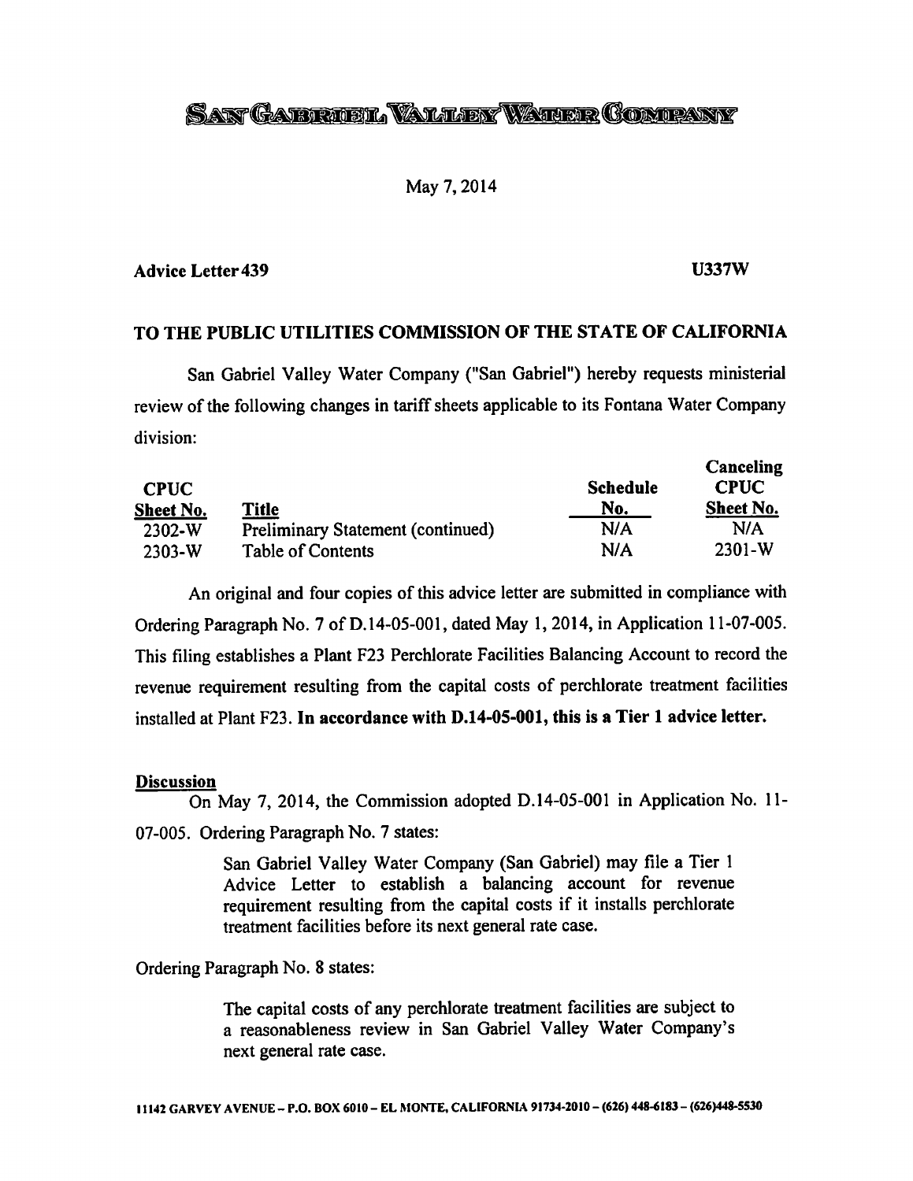# SAN GABRIEL VALLEY WATER COMPANY

May 7, 2014

**Advice Letter 439** **U337W**

## TO THE PUBLIC UTILITIES COMMISSION OF THE STATE OF CALIFORNIA

San Gabriel Valley Water Company ("San Gabriel") hereby requests ministerial review of the following changes in tariff sheets applicable to its Fontana Water Company division:

| CPUC Sheet No. | Title | Schedule No. | Canceling CPUC Sheet No. |
|---|---|---|---|
| 2302-W | Preliminary Statement (continued) | N/A | N/A |
| 2303-W | Table of Contents | N/A | 2301-W |

An original and four copies of this advice letter are submitted in compliance with Ordering Paragraph No. 7 of D.14-05-001, dated May 1, 2014, in Application 11-07-005. This filing establishes a Plant F23 Perchlorate Facilities Balancing Account to record the revenue requirement resulting from the capital costs of perchlorate treatment facilities installed at Plant F23. **In accordance with D.14-05-001, this is a Tier 1 advice letter.**

**Discussion**

On May 7, 2014, the Commission adopted D.14-05-001 in Application No. 11-07-005. Ordering Paragraph No. 7 states:

> San Gabriel Valley Water Company (San Gabriel) may file a Tier 1 Advice Letter to establish a balancing account for revenue requirement resulting from the capital costs if it installs perchlorate treatment facilities before its next general rate case.

Ordering Paragraph No. 8 states:

> The capital costs of any perchlorate treatment facilities are subject to a reasonableness review in San Gabriel Valley Water Company's next general rate case.

11142 GARVEY AVENUE – P.O. BOX 6010 – EL MONTE, CALIFORNIA 91734-2010 – (626) 448-6183 – (626)448-5530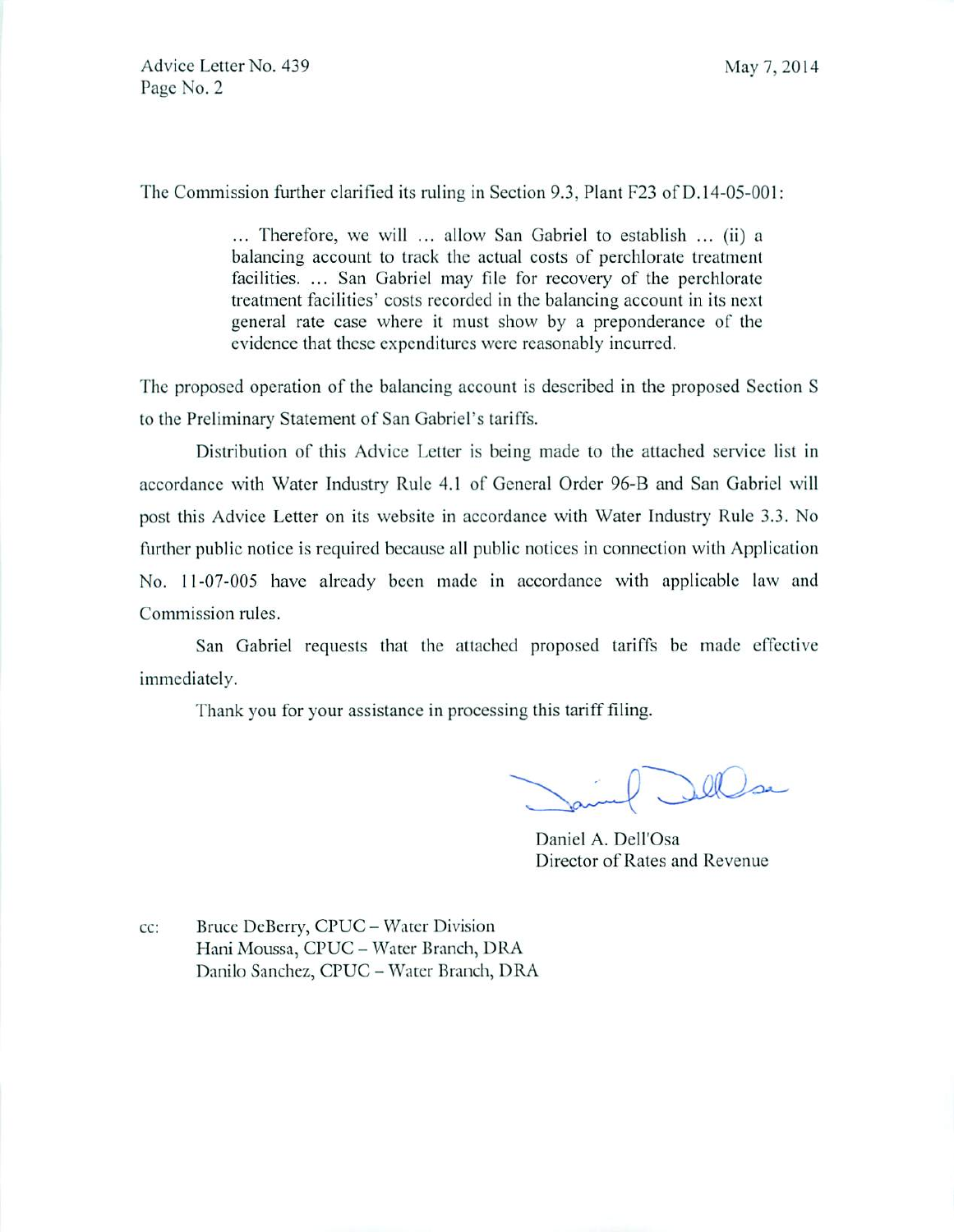The Commission further clarified its ruling in Section 9.3, Plant F23 of D.14-05-001:

> … Therefore, we will … allow San Gabriel to establish … (ii) a balancing account to track the actual costs of perchlorate treatment facilities. … San Gabriel may file for recovery of the perchlorate treatment facilities' costs recorded in the balancing account in its next general rate case where it must show by a preponderance of the evidence that these expenditures were reasonably incurred.

The proposed operation of the balancing account is described in the proposed Section S to the Preliminary Statement of San Gabriel's tariffs.

Distribution of this Advice Letter is being made to the attached service list in accordance with Water Industry Rule 4.1 of General Order 96-B and San Gabriel will post this Advice Letter on its website in accordance with Water Industry Rule 3.3. No further public notice is required because all public notices in connection with Application No. 11-07-005 have already been made in accordance with applicable law and Commission rules.

San Gabriel requests that the attached proposed tariffs be made effective immediately.

Thank you for your assistance in processing this tariff filing.

Daniel A. Dell'Osa
Director of Rates and Revenue

cc: Bruce DeBerry, CPUC – Water Division
Hani Moussa, CPUC – Water Branch, DRA
Danilo Sanchez, CPUC – Water Branch, DRA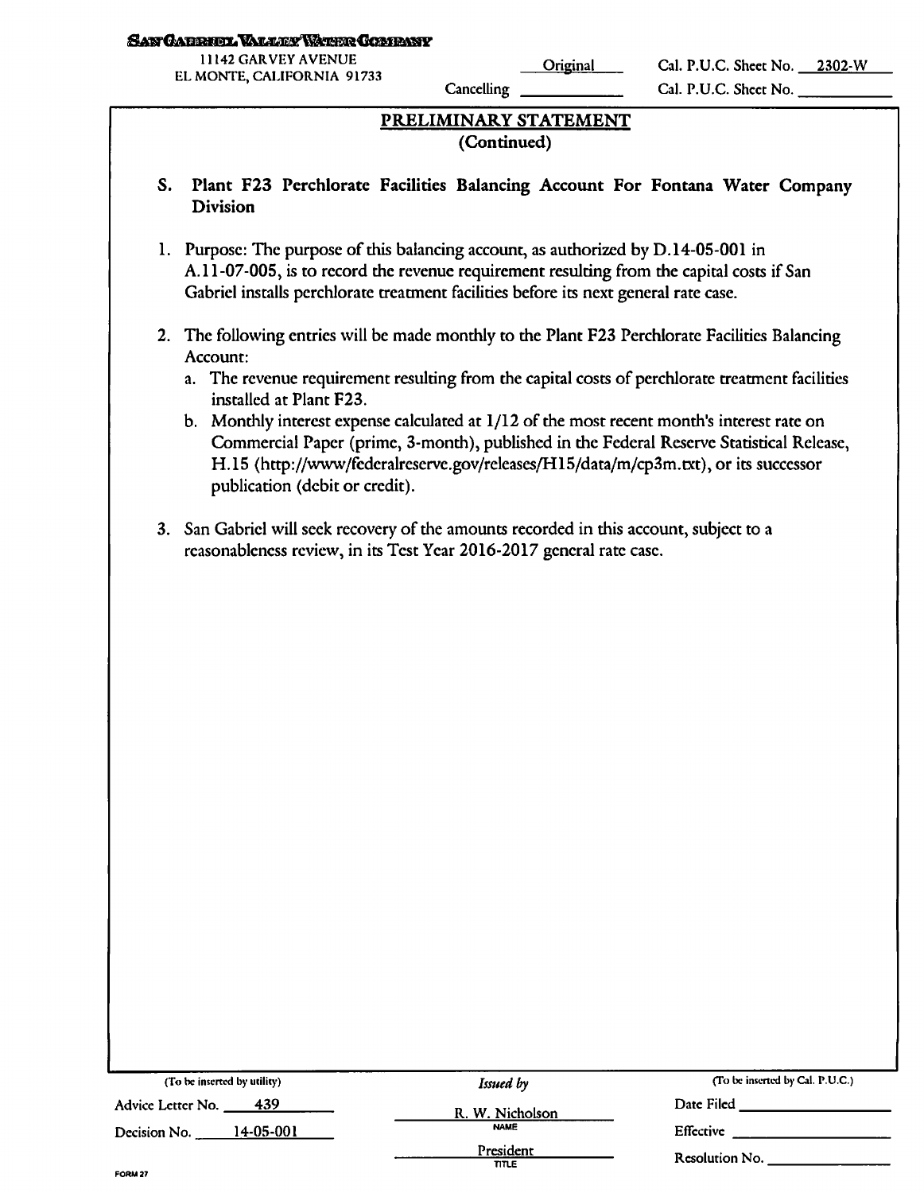SAN GABRIEL VALLEY WATER COMPANY
11142 GARVEY AVENUE
EL MONTE, CALIFORNIA 91733

| | | | |
|---|---|---|---|
| | Original | Cal. P.U.C. Sheet No. | 2302-W |
| Cancelling | | Cal. P.U.C. Sheet No. | |

## PRELIMINARY STATEMENT
(Continued)

### S. Plant F23 Perchlorate Facilities Balancing Account For Fontana Water Company Division

1. Purpose: The purpose of this balancing account, as authorized by D.14-05-001 in A.11-07-005, is to record the revenue requirement resulting from the capital costs if San Gabriel installs perchlorate treatment facilities before its next general rate case.

2. The following entries will be made monthly to the Plant F23 Perchlorate Facilities Balancing Account:
   a. The revenue requirement resulting from the capital costs of perchlorate treatment facilities installed at Plant F23.
   b. Monthly interest expense calculated at 1/12 of the most recent month's interest rate on Commercial Paper (prime, 3-month), published in the Federal Reserve Statistical Release, H.15 (http://www/federalreserve.gov/releases/H15/data/m/cp3m.txt), or its successor publication (debit or credit).

3. San Gabriel will seek recovery of the amounts recorded in this account, subject to a reasonableness review, in its Test Year 2016-2017 general rate case.

| (To be inserted by utility) | Issued by | (To be inserted by Cal. P.U.C.) |
|---|---|---|
| Advice Letter No. 439 | R. W. Nicholson<br>NAME | Date Filed |
| Decision No. 14-05-001 | | Effective |
| | President<br>TITLE | Resolution No. |

FORM 27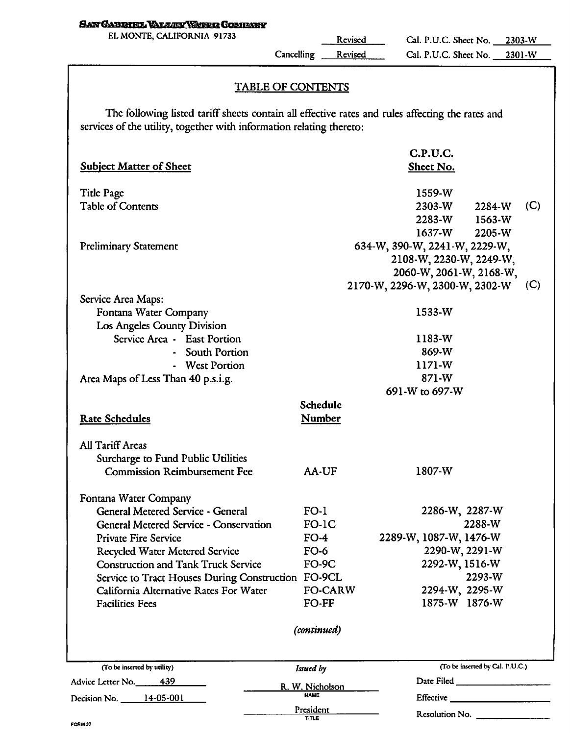SAN GABRIEL VALLEY WATER COMPANY
EL MONTE, CALIFORNIA 91733

Revised Cal. P.U.C. Sheet No. 2303-W
Cancelling Revised Cal. P.U.C. Sheet No. 2301-W

## TABLE OF CONTENTS

The following listed tariff sheets contain all effective rates and rules affecting the rates and services of the utility, together with information relating thereto:

| Subject Matter of Sheet | Schedule Number | C.P.U.C. Sheet No. | |
|---|---|---|---|
| Title Page | | 1559-W | |
| Table of Contents | | 2303-W 2284-W | (C) |
| | | 2283-W 1563-W | |
| | | 1637-W 2205-W | |
| Preliminary Statement | | 634-W, 390-W, 2241-W, 2229-W, 2108-W, 2230-W, 2249-W, 2060-W, 2061-W, 2168-W, 2170-W, 2296-W, 2300-W, 2302-W | (C) |
| Service Area Maps: | | | |
| Fontana Water Company | | 1533-W | |
| Los Angeles County Division | | | |
| Service Area - East Portion | | 1183-W | |
| - South Portion | | 869-W | |
| - West Portion | | 1171-W | |
| Area Maps of Less Than 40 p.s.i.g. | | 871-W | |
| | | 691-W to 697-W | |
| **Rate Schedules** | | | |
| All Tariff Areas | | | |
| Surcharge to Fund Public Utilities Commission Reimbursement Fee | AA-UF | 1807-W | |
| Fontana Water Company | | | |
| General Metered Service - General | FO-1 | 2286-W, 2287-W | |
| General Metered Service - Conservation | FO-1C | 2288-W | |
| Private Fire Service | FO-4 | 2289-W, 1087-W, 1476-W | |
| Recycled Water Metered Service | FO-6 | 2290-W, 2291-W | |
| Construction and Tank Truck Service | FO-9C | 2292-W, 1516-W | |
| Service to Tract Houses During Construction | FO-9CL | 2293-W | |
| California Alternative Rates For Water | FO-CARW | 2294-W, 2295-W | |
| Facilities Fees | FO-FF | 1875-W 1876-W | |

*(continued)*

| (To be inserted by utility) | Issued by | (To be inserted by Cal. P.U.C.) |
|---|---|---|
| Advice Letter No. 439 | R. W. Nicholson (NAME) | Date Filed |
| Decision No. 14-05-001 | President (TITLE) | Effective |
| | | Resolution No. |

FORM 27